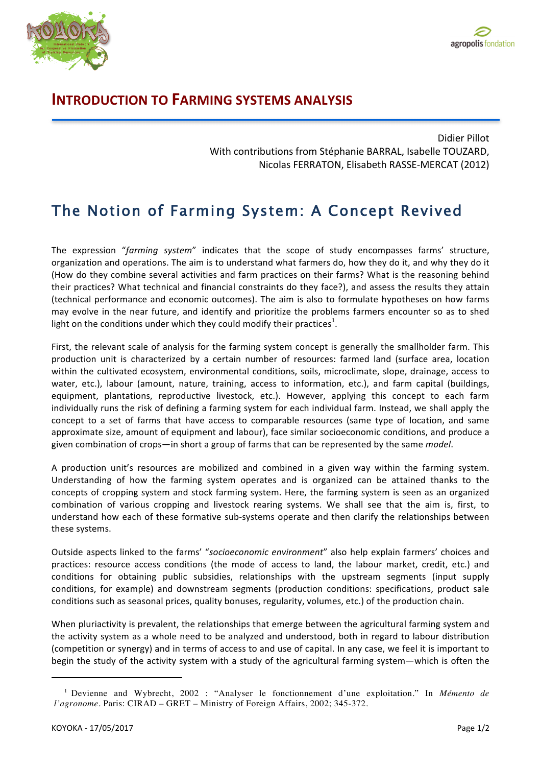# INTRODUCTION TO FARMING SYSTEMS ANALYSIS

Didier Pillot
With contributions from Stéphanie BARRAL, Isabelle TOUZARD, Nicolas FERRATON, Elisabeth RASSE-MERCAT (2012)

## The Notion of Farming System: A Concept Revived

The expression "*farming system*" indicates that the scope of study encompasses farms' structure, organization and operations. The aim is to understand what farmers do, how they do it, and why they do it (How do they combine several activities and farm practices on their farms? What is the reasoning behind their practices? What technical and financial constraints do they face?), and assess the results they attain (technical performance and economic outcomes). The aim is also to formulate hypotheses on how farms may evolve in the near future, and identify and prioritize the problems farmers encounter so as to shed light on the conditions under which they could modify their practices[1].

First, the relevant scale of analysis for the farming system concept is generally the smallholder farm. This production unit is characterized by a certain number of resources: farmed land (surface area, location within the cultivated ecosystem, environmental conditions, soils, microclimate, slope, drainage, access to water, etc.), labour (amount, nature, training, access to information, etc.), and farm capital (buildings, equipment, plantations, reproductive livestock, etc.). However, applying this concept to each farm individually runs the risk of defining a farming system for each individual farm. Instead, we shall apply the concept to a set of farms that have access to comparable resources (same type of location, and same approximate size, amount of equipment and labour), face similar socioeconomic conditions, and produce a given combination of crops—in short a group of farms that can be represented by the same *model*.

A production unit's resources are mobilized and combined in a given way within the farming system. Understanding of how the farming system operates and is organized can be attained thanks to the concepts of cropping system and stock farming system. Here, the farming system is seen as an organized combination of various cropping and livestock rearing systems. We shall see that the aim is, first, to understand how each of these formative sub-systems operate and then clarify the relationships between these systems.

Outside aspects linked to the farms' "*socioeconomic environment*" also help explain farmers' choices and practices: resource access conditions (the mode of access to land, the labour market, credit, etc.) and conditions for obtaining public subsidies, relationships with the upstream segments (input supply conditions, for example) and downstream segments (production conditions: specifications, product sale conditions such as seasonal prices, quality bonuses, regularity, volumes, etc.) of the production chain.

When pluriactivity is prevalent, the relationships that emerge between the agricultural farming system and the activity system as a whole need to be analyzed and understood, both in regard to labour distribution (competition or synergy) and in terms of access to and use of capital. In any case, we feel it is important to begin the study of the activity system with a study of the agricultural farming system—which is often the

[1] Devienne and Wybrecht, 2002 : "Analyser le fonctionnement d'une exploitation." In *Mémento de l'agronome*. Paris: CIRAD – GRET – Ministry of Foreign Affairs, 2002; 345-372.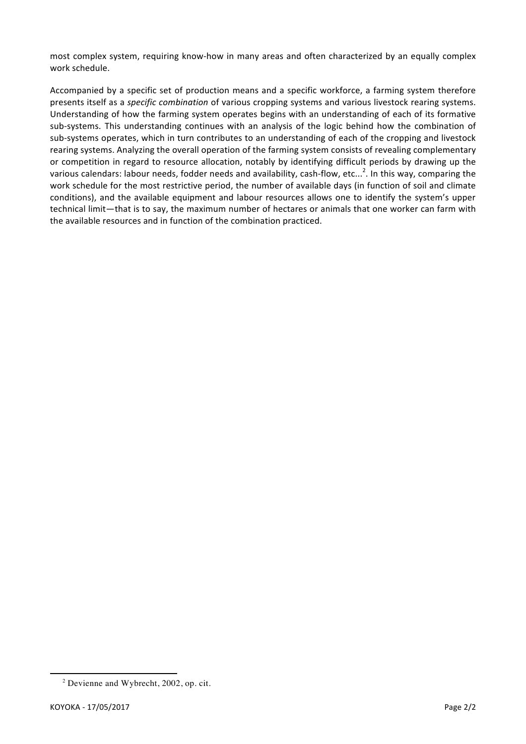most complex system, requiring know-how in many areas and often characterized by an equally complex work schedule.

Accompanied by a specific set of production means and a specific workforce, a farming system therefore presents itself as a *specific combination* of various cropping systems and various livestock rearing systems. Understanding of how the farming system operates begins with an understanding of each of its formative sub-systems. This understanding continues with an analysis of the logic behind how the combination of sub-systems operates, which in turn contributes to an understanding of each of the cropping and livestock rearing systems. Analyzing the overall operation of the farming system consists of revealing complementary or competition in regard to resource allocation, notably by identifying difficult periods by drawing up the various calendars: labour needs, fodder needs and availability, cash-flow, etc...[2]. In this way, comparing the work schedule for the most restrictive period, the number of available days (in function of soil and climate conditions), and the available equipment and labour resources allows one to identify the system's upper technical limit—that is to say, the maximum number of hectares or animals that one worker can farm with the available resources and in function of the combination practiced.

[2] Devienne and Wybrecht, 2002, op. cit.